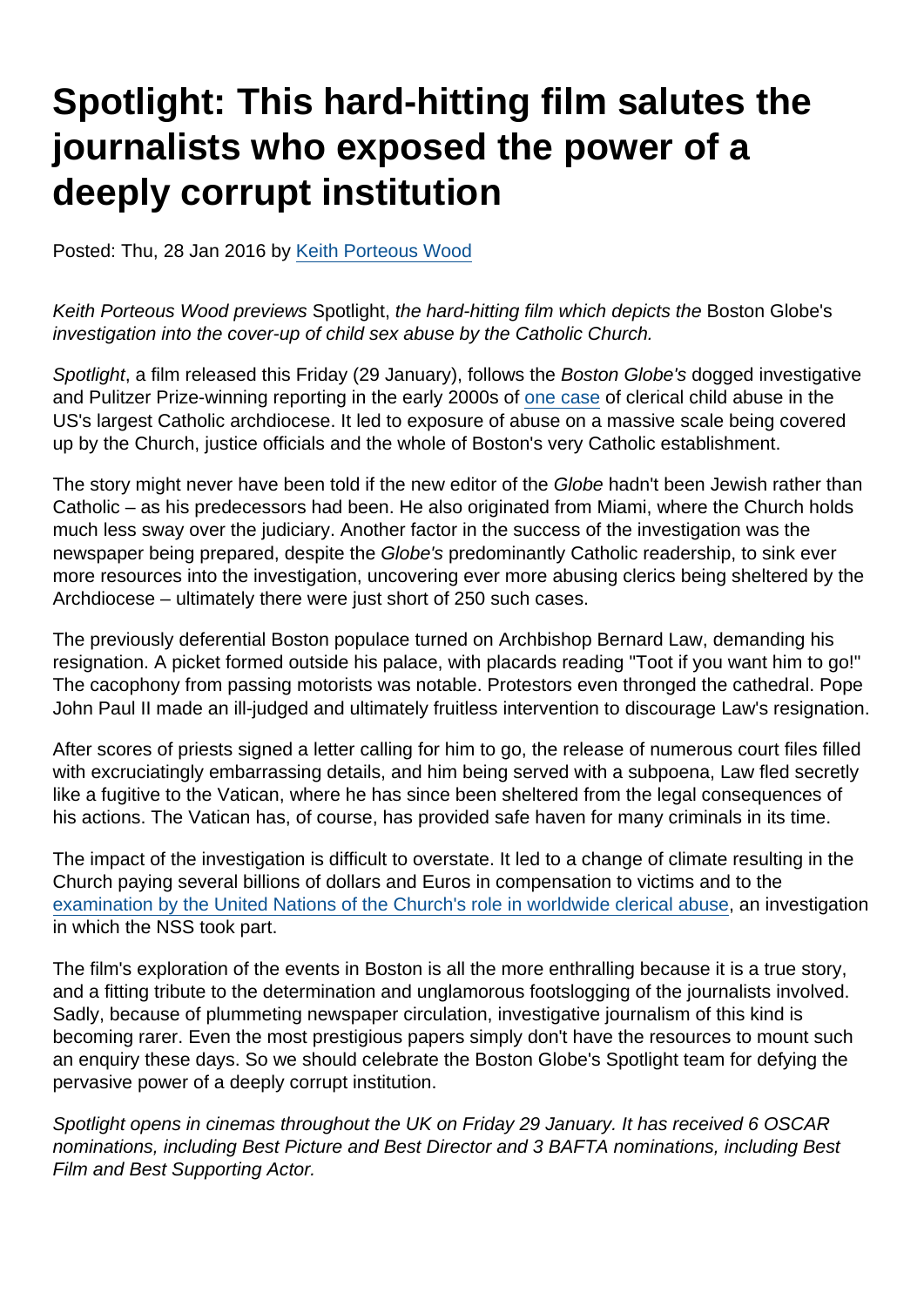# Spotlight: This hard-hitting film salutes the journalists who exposed the power of a deeply corrupt institution

Posted: Thu, 28 Jan 2016 by Keith Porteous Wood

*Keith Porteous Wood previews* Spotlight, *the hard-hitting film which depicts the* Boston Globe's *investigation into the cover-up of child sex abuse by the Catholic Church.*

*Spotlight*, a film released this Friday (29 January), follows the *Boston Globe's* dogged investigative and Pulitzer Prize-winning reporting in the early 2000s of one case of clerical child abuse in the US's largest Catholic archdiocese. It led to exposure of abuse on a massive scale being covered up by the Church, justice officials and the whole of Boston's very Catholic establishment.

The story might never have been told if the new editor of the *Globe* hadn't been Jewish rather than Catholic – as his predecessors had been. He also originated from Miami, where the Church holds much less sway over the judiciary. Another factor in the success of the investigation was the newspaper being prepared, despite the *Globe's* predominantly Catholic readership, to sink ever more resources into the investigation, uncovering ever more abusing clerics being sheltered by the Archdiocese – ultimately there were just short of 250 such cases.

The previously deferential Boston populace turned on Archbishop Bernard Law, demanding his resignation. A picket formed outside his palace, with placards reading "Toot if you want him to go!" The cacophony from passing motorists was notable. Protestors even thronged the cathedral. Pope John Paul II made an ill-judged and ultimately fruitless intervention to discourage Law's resignation.

After scores of priests signed a letter calling for him to go, the release of numerous court files filled with excruciatingly embarrassing details, and him being served with a subpoena, Law fled secretly like a fugitive to the Vatican, where he has since been sheltered from the legal consequences of his actions. The Vatican has, of course, has provided safe haven for many criminals in its time.

The impact of the investigation is difficult to overstate. It led to a change of climate resulting in the Church paying several billions of dollars and Euros in compensation to victims and to the examination by the United Nations of the Church's role in worldwide clerical abuse, an investigation in which the NSS took part.

The film's exploration of the events in Boston is all the more enthralling because it is a true story, and a fitting tribute to the determination and unglamorous footslogging of the journalists involved. Sadly, because of plummeting newspaper circulation, investigative journalism of this kind is becoming rarer. Even the most prestigious papers simply don't have the resources to mount such an enquiry these days. So we should celebrate the Boston Globe's Spotlight team for defying the pervasive power of a deeply corrupt institution.

*Spotlight opens in cinemas throughout the UK on Friday 29 January. It has received 6 OSCAR nominations, including Best Picture and Best Director and 3 BAFTA nominations, including Best Film and Best Supporting Actor.*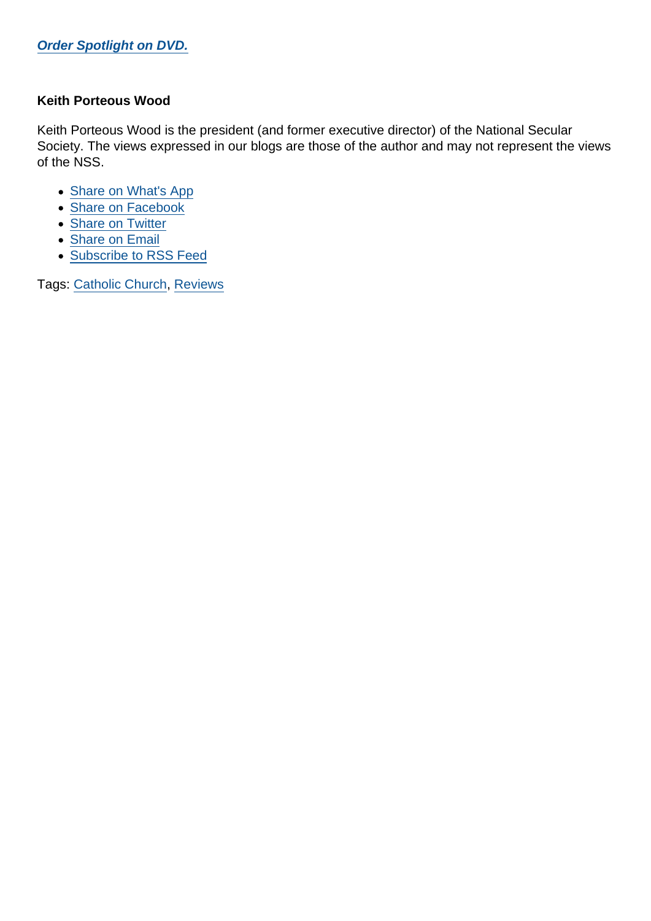***Order Spotlight on DVD.***

**Keith Porteous Wood**

Keith Porteous Wood is the president (and former executive director) of the National Secular Society. The views expressed in our blogs are those of the author and may not represent the views of the NSS.

- Share on What's App
- Share on Facebook
- Share on Twitter
- Share on Email
- Subscribe to RSS Feed

Tags: Catholic Church, Reviews